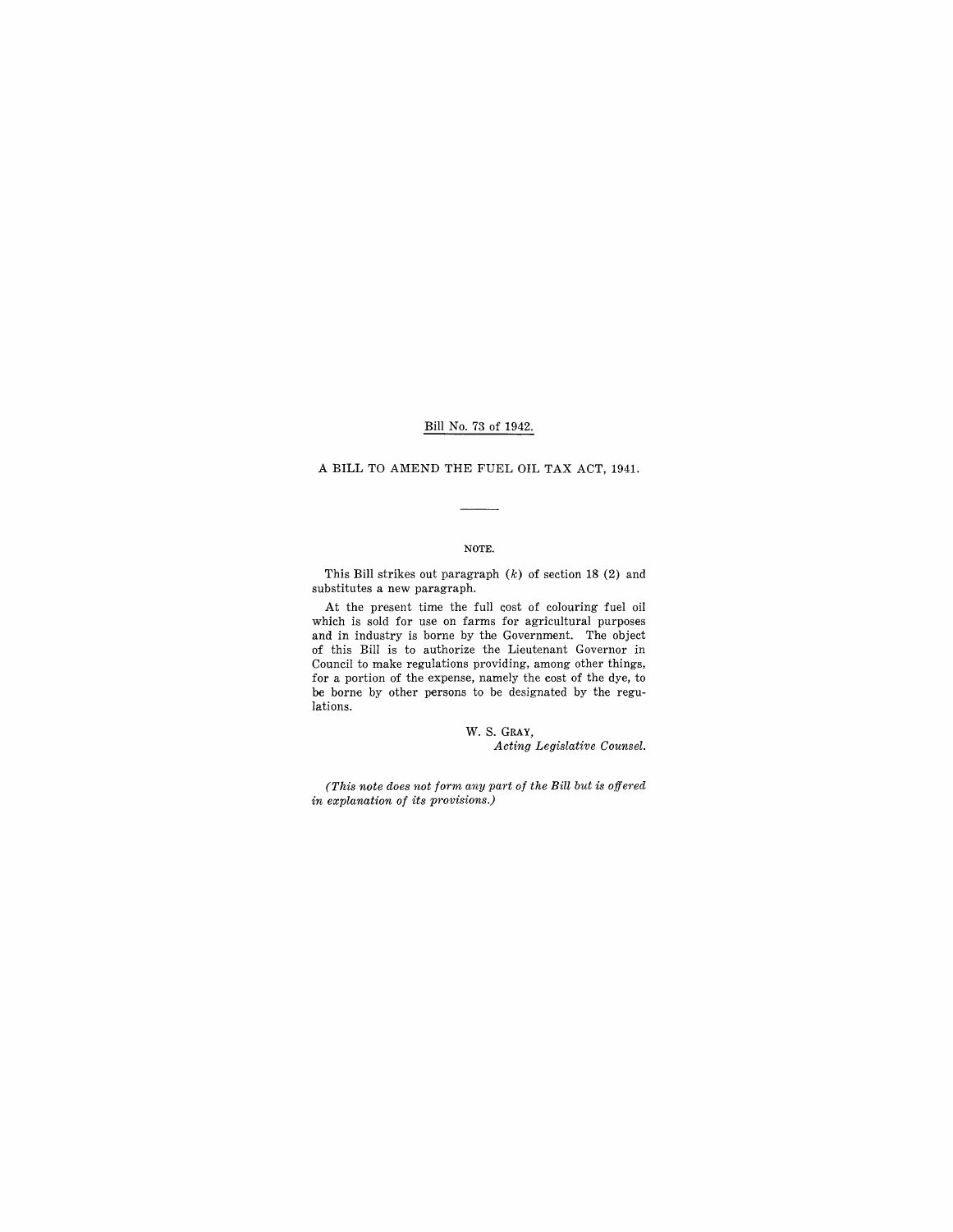Bill No. 73 of 1942.

A BILL TO AMEND THE FUEL OIL TAX ACT, 1941.

---

NOTE.

This Bill strikes out paragraph (*k*) of section 18 (2) and substitutes a new paragraph.

At the present time the full cost of colouring fuel oil which is sold for use on farms for agricultural purposes and in industry is borne by the Government. The object of this Bill is to authorize the Lieutenant Governor in Council to make regulations providing, among other things, for a portion of the expense, namely the cost of the dye, to be borne by other persons to be designated by the regulations.

W. S. GRAY,
*Acting Legislative Counsel.*

*(This note does not form any part of the Bill but is offered in explanation of its provisions.)*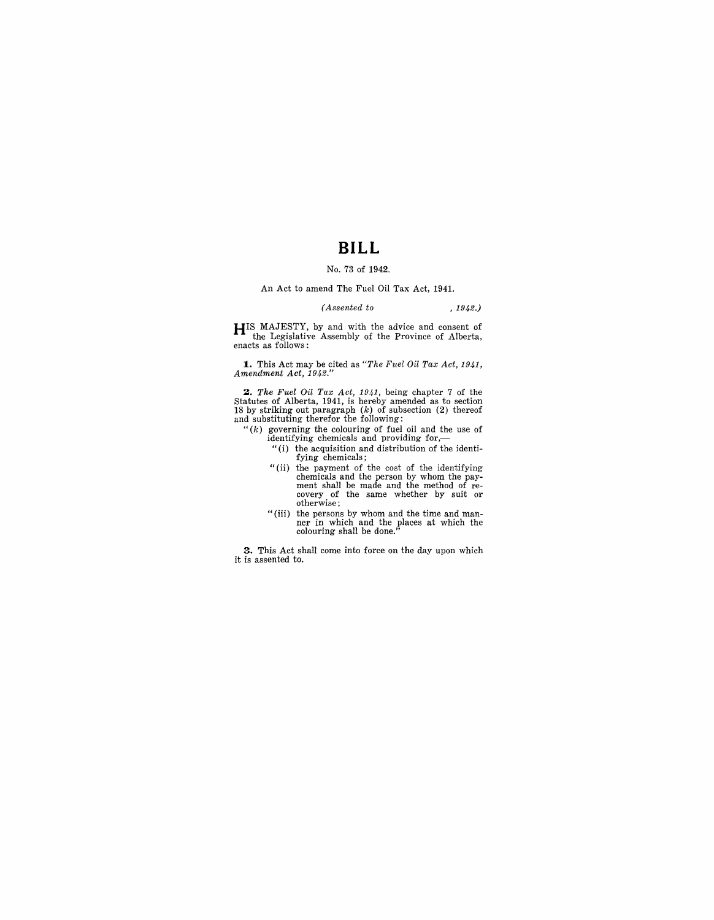# BILL

No. 73 of 1942.

An Act to amend The Fuel Oil Tax Act, 1941.

*(Assented to , 1942.)*

HIS MAJESTY, by and with the advice and consent of the Legislative Assembly of the Province of Alberta, enacts as follows:

**1.** This Act may be cited as *"The Fuel Oil Tax Act, 1941, Amendment Act, 1942."*

**2.** *The Fuel Oil Tax Act, 1941,* being chapter 7 of the Statutes of Alberta, 1941, is hereby amended as to section 18 by striking out paragraph (*k*) of subsection (2) thereof and substituting therefor the following:

"(*k*) governing the colouring of fuel oil and the use of identifying chemicals and providing for,—

"(i) the acquisition and distribution of the identifying chemicals;

"(ii) the payment of the cost of the identifying chemicals and the person by whom the payment shall be made and the method of recovery of the same whether by suit or otherwise;

"(iii) the persons by whom and the time and manner in which and the places at which the colouring shall be done."

**3.** This Act shall come into force on the day upon which it is assented to.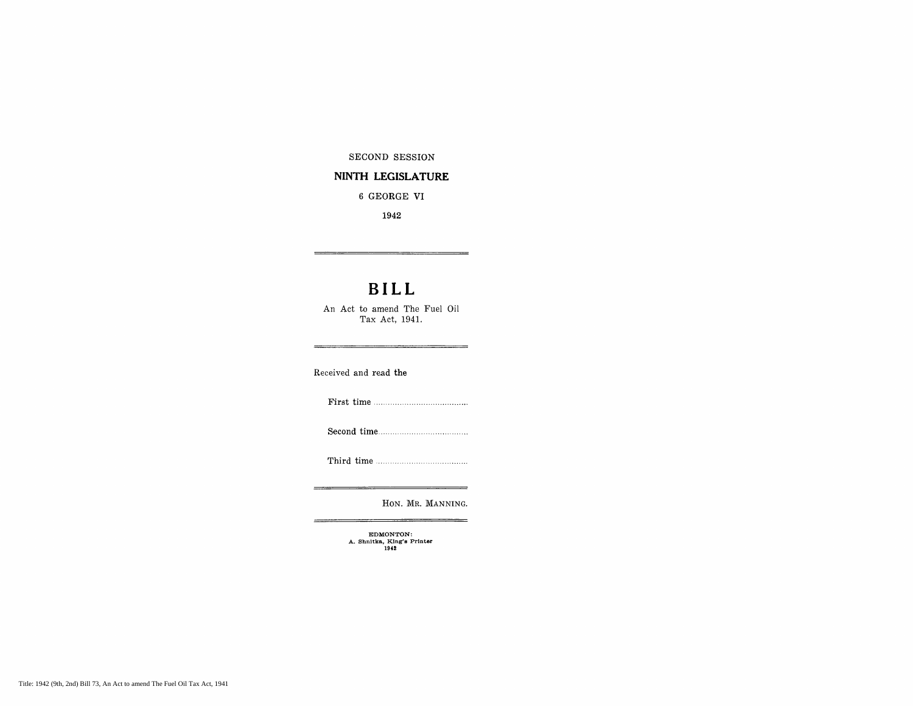SECOND SESSION

**NINTH LEGISLATURE**

6 GEORGE VI

1942

---

# BILL

An Act to amend The Fuel Oil Tax Act, 1941.

---

Received and read the

First time ........................................

Second time.......................................

Third time ........................................

---

HON. MR. MANNING.

---

EDMONTON:
A. Shnitka, King's Printer
1942

Title: 1942 (9th, 2nd) Bill 73, An Act to amend The Fuel Oil Tax Act, 1941